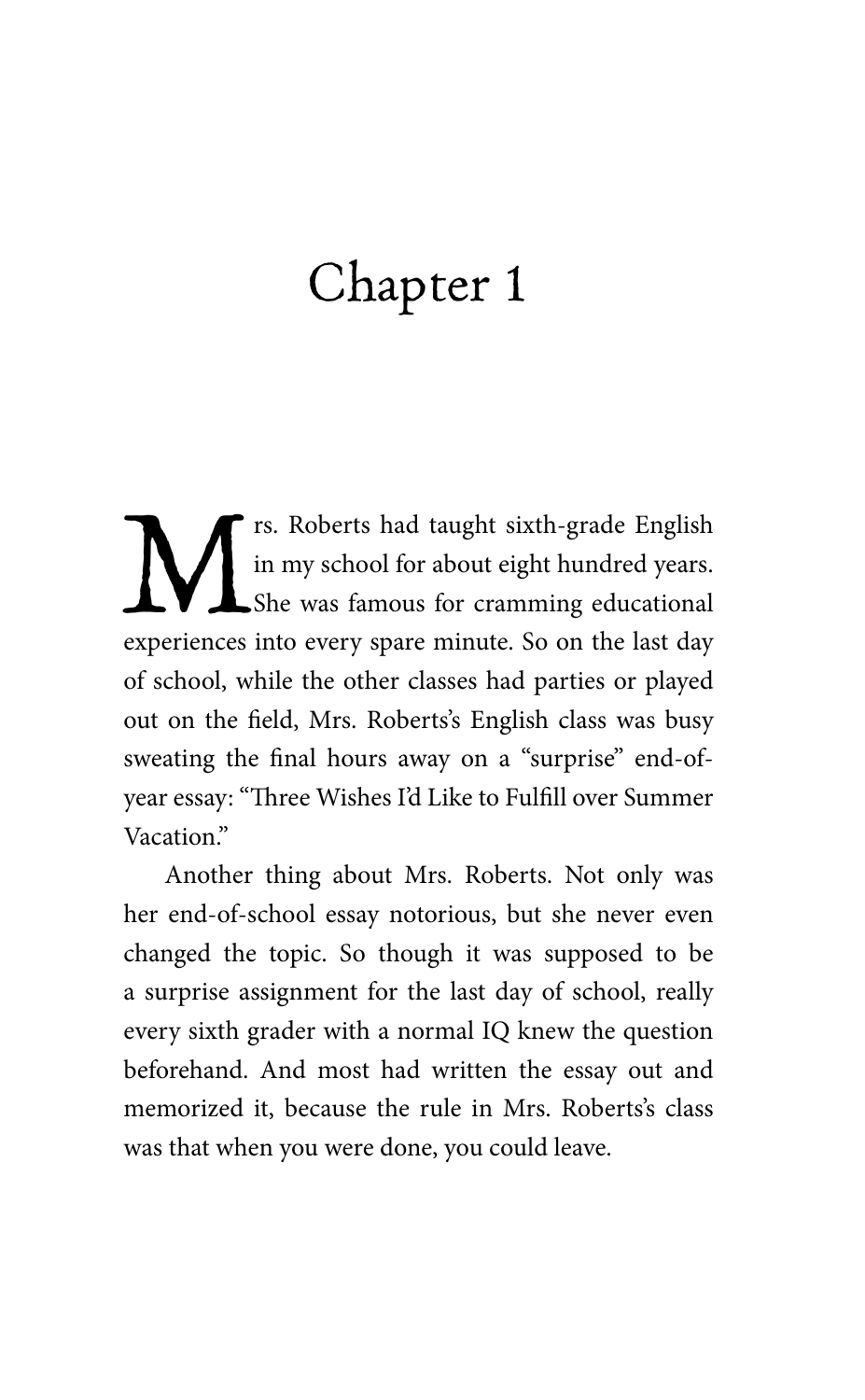# Chapter 1

Mrs. Roberts had taught sixth-grade English in my school for about eight hundred years. She was famous for cramming educational experiences into every spare minute. So on the last day of school, while the other classes had parties or played out on the field, Mrs. Roberts's English class was busy sweating the final hours away on a "surprise" end-of-year essay: "Three Wishes I'd Like to Fulfill over Summer Vacation."

Another thing about Mrs. Roberts. Not only was her end-of-school essay notorious, but she never even changed the topic. So though it was supposed to be a surprise assignment for the last day of school, really every sixth grader with a normal IQ knew the question beforehand. And most had written the essay out and memorized it, because the rule in Mrs. Roberts's class was that when you were done, you could leave.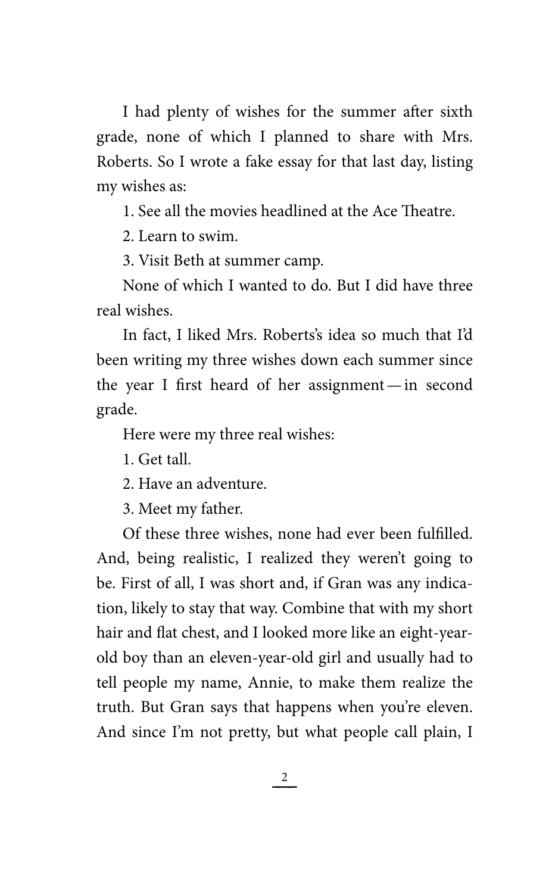I had plenty of wishes for the summer after sixth grade, none of which I planned to share with Mrs. Roberts. So I wrote a fake essay for that last day, listing my wishes as:

1. See all the movies headlined at the Ace Theatre.

2. Learn to swim.

3. Visit Beth at summer camp.

None of which I wanted to do. But I did have three real wishes.

In fact, I liked Mrs. Roberts's idea so much that I'd been writing my three wishes down each summer since the year I first heard of her assignment — in second grade.

Here were my three real wishes:

1. Get tall.

2. Have an adventure.

3. Meet my father.

Of these three wishes, none had ever been fulfilled. And, being realistic, I realized they weren't going to be. First of all, I was short and, if Gran was any indication, likely to stay that way. Combine that with my short hair and flat chest, and I looked more like an eight-year-old boy than an eleven-year-old girl and usually had to tell people my name, Annie, to make them realize the truth. But Gran says that happens when you're eleven. And since I'm not pretty, but what people call plain, I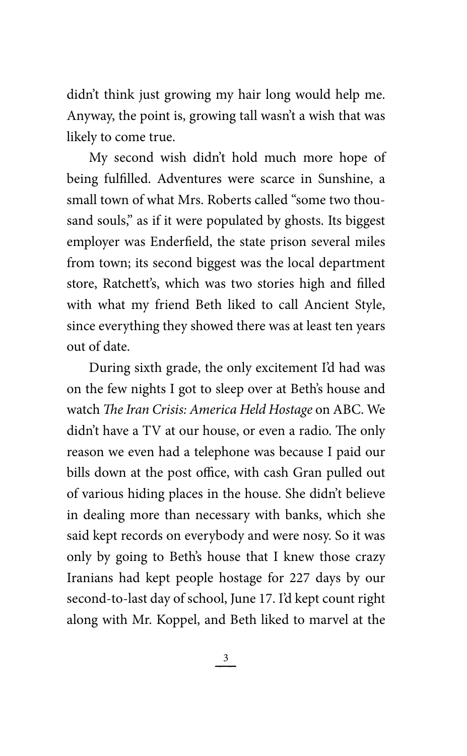didn't think just growing my hair long would help me. Anyway, the point is, growing tall wasn't a wish that was likely to come true.

My second wish didn't hold much more hope of being fulfilled. Adventures were scarce in Sunshine, a small town of what Mrs. Roberts called "some two thousand souls," as if it were populated by ghosts. Its biggest employer was Enderfield, the state prison several miles from town; its second biggest was the local department store, Ratchett's, which was two stories high and filled with what my friend Beth liked to call Ancient Style, since everything they showed there was at least ten years out of date.

During sixth grade, the only excitement I'd had was on the few nights I got to sleep over at Beth's house and watch *The Iran Crisis: America Held Hostage* on ABC. We didn't have a TV at our house, or even a radio. The only reason we even had a telephone was because I paid our bills down at the post office, with cash Gran pulled out of various hiding places in the house. She didn't believe in dealing more than necessary with banks, which she said kept records on everybody and were nosy. So it was only by going to Beth's house that I knew those crazy Iranians had kept people hostage for 227 days by our second-to-last day of school, June 17. I'd kept count right along with Mr. Koppel, and Beth liked to marvel at the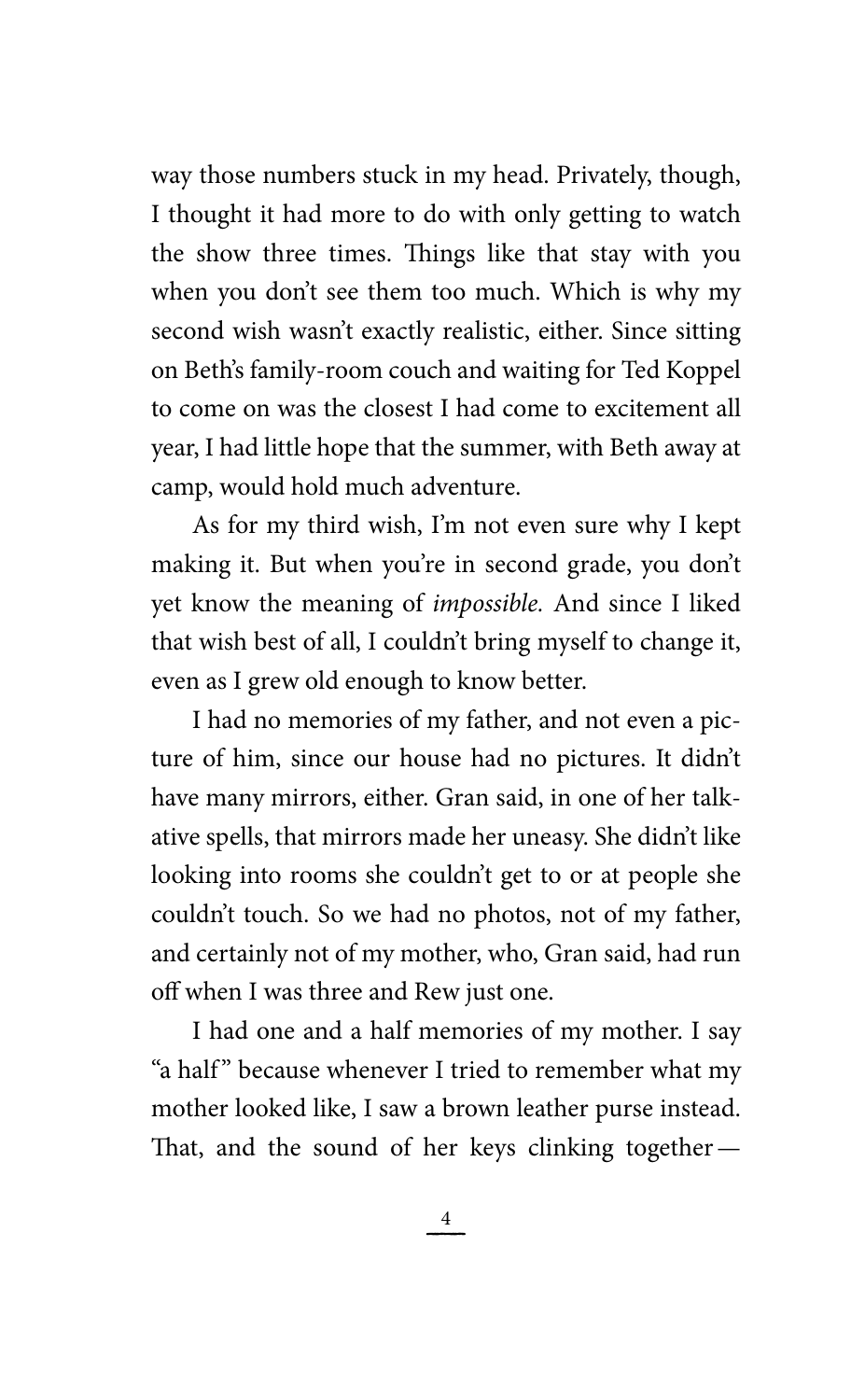way those numbers stuck in my head. Privately, though, I thought it had more to do with only getting to watch the show three times. Things like that stay with you when you don't see them too much. Which is why my second wish wasn't exactly realistic, either. Since sitting on Beth's family-room couch and waiting for Ted Koppel to come on was the closest I had come to excitement all year, I had little hope that the summer, with Beth away at camp, would hold much adventure.

As for my third wish, I'm not even sure why I kept making it. But when you're in second grade, you don't yet know the meaning of *impossible.* And since I liked that wish best of all, I couldn't bring myself to change it, even as I grew old enough to know better.

I had no memories of my father, and not even a picture of him, since our house had no pictures. It didn't have many mirrors, either. Gran said, in one of her talkative spells, that mirrors made her uneasy. She didn't like looking into rooms she couldn't get to or at people she couldn't touch. So we had no photos, not of my father, and certainly not of my mother, who, Gran said, had run off when I was three and Rew just one.

I had one and a half memories of my mother. I say "a half" because whenever I tried to remember what my mother looked like, I saw a brown leather purse instead. That, and the sound of her keys clinking together—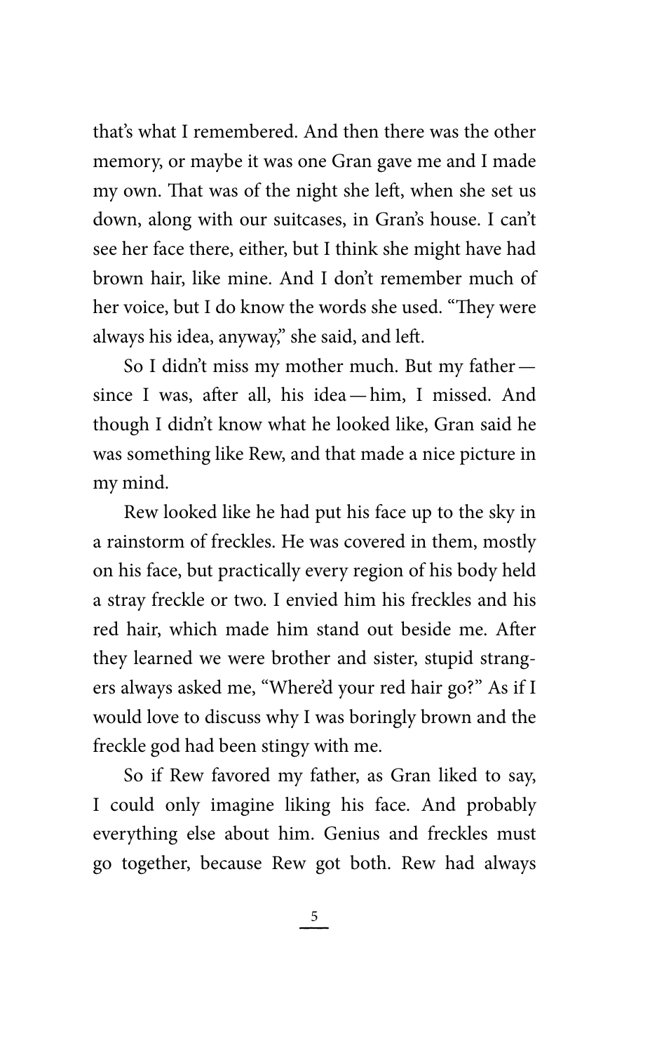that's what I remembered. And then there was the other memory, or maybe it was one Gran gave me and I made my own. That was of the night she left, when she set us down, along with our suitcases, in Gran's house. I can't see her face there, either, but I think she might have had brown hair, like mine. And I don't remember much of her voice, but I do know the words she used. "They were always his idea, anyway," she said, and left.

So I didn't miss my mother much. But my father — since I was, after all, his idea — him, I missed. And though I didn't know what he looked like, Gran said he was something like Rew, and that made a nice picture in my mind.

Rew looked like he had put his face up to the sky in a rainstorm of freckles. He was covered in them, mostly on his face, but practically every region of his body held a stray freckle or two. I envied him his freckles and his red hair, which made him stand out beside me. After they learned we were brother and sister, stupid strangers always asked me, "Where'd your red hair go?" As if I would love to discuss why I was boringly brown and the freckle god had been stingy with me.

So if Rew favored my father, as Gran liked to say, I could only imagine liking his face. And probably everything else about him. Genius and freckles must go together, because Rew got both. Rew had always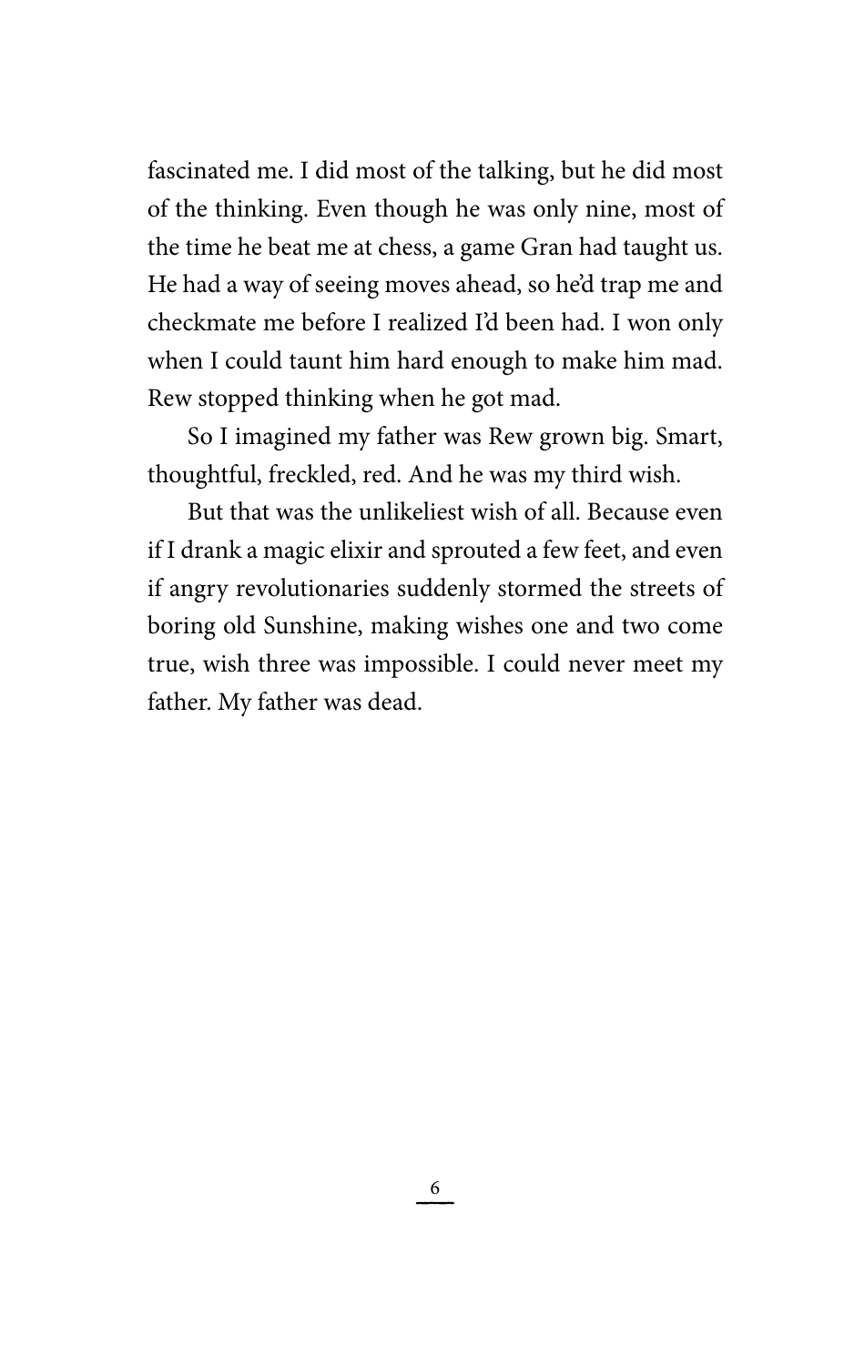fascinated me. I did most of the talking, but he did most of the thinking. Even though he was only nine, most of the time he beat me at chess, a game Gran had taught us. He had a way of seeing moves ahead, so he'd trap me and checkmate me before I realized I'd been had. I won only when I could taunt him hard enough to make him mad. Rew stopped thinking when he got mad.

So I imagined my father was Rew grown big. Smart, thoughtful, freckled, red. And he was my third wish.

But that was the unlikeliest wish of all. Because even if I drank a magic elixir and sprouted a few feet, and even if angry revolutionaries suddenly stormed the streets of boring old Sunshine, making wishes one and two come true, wish three was impossible. I could never meet my father. My father was dead.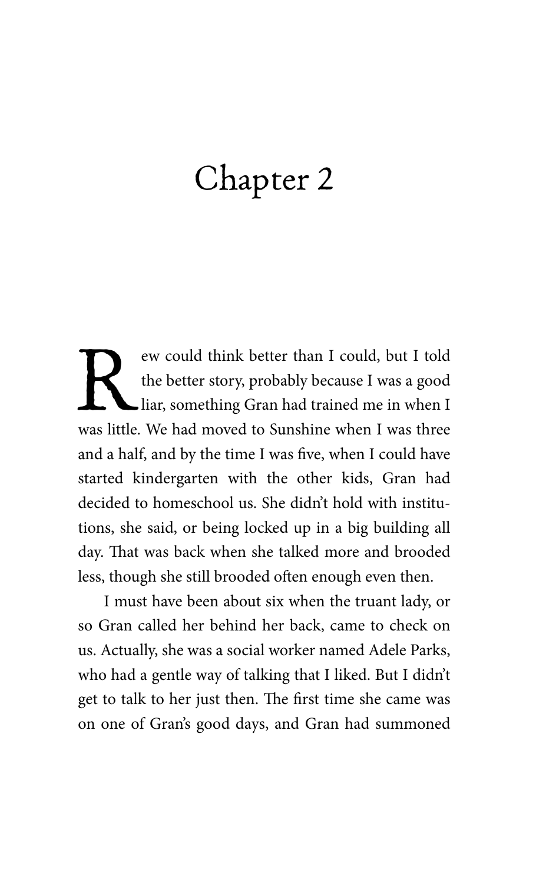# Chapter 2

Rew could think better than I could, but I told the better story, probably because I was a good liar, something Gran had trained me in when I was little. We had moved to Sunshine when I was three and a half, and by the time I was five, when I could have started kindergarten with the other kids, Gran had decided to homeschool us. She didn't hold with institutions, she said, or being locked up in a big building all day. That was back when she talked more and brooded less, though she still brooded often enough even then.

I must have been about six when the truant lady, or so Gran called her behind her back, came to check on us. Actually, she was a social worker named Adele Parks, who had a gentle way of talking that I liked. But I didn't get to talk to her just then. The first time she came was on one of Gran's good days, and Gran had summoned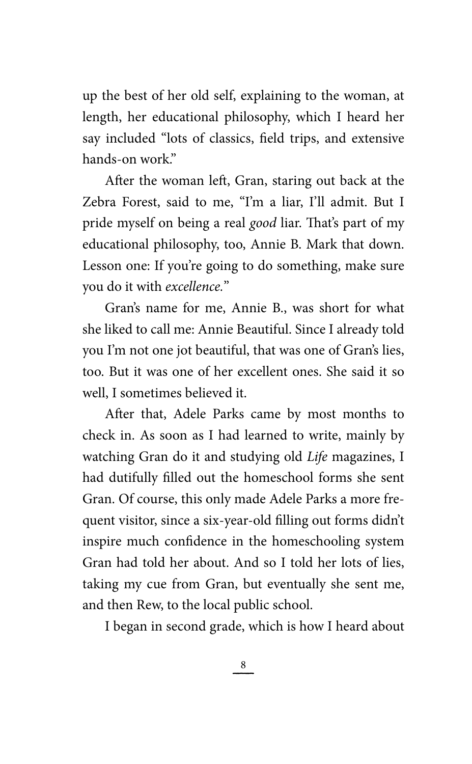up the best of her old self, explaining to the woman, at length, her educational philosophy, which I heard her say included "lots of classics, field trips, and extensive hands-on work."

After the woman left, Gran, staring out back at the Zebra Forest, said to me, "I'm a liar, I'll admit. But I pride myself on being a real *good* liar. That's part of my educational philosophy, too, Annie B. Mark that down. Lesson one: If you're going to do something, make sure you do it with *excellence*."

Gran's name for me, Annie B., was short for what she liked to call me: Annie Beautiful. Since I already told you I'm not one jot beautiful, that was one of Gran's lies, too. But it was one of her excellent ones. She said it so well, I sometimes believed it.

After that, Adele Parks came by most months to check in. As soon as I had learned to write, mainly by watching Gran do it and studying old *Life* magazines, I had dutifully filled out the homeschool forms she sent Gran. Of course, this only made Adele Parks a more frequent visitor, since a six-year-old filling out forms didn't inspire much confidence in the homeschooling system Gran had told her about. And so I told her lots of lies, taking my cue from Gran, but eventually she sent me, and then Rew, to the local public school.

I began in second grade, which is how I heard about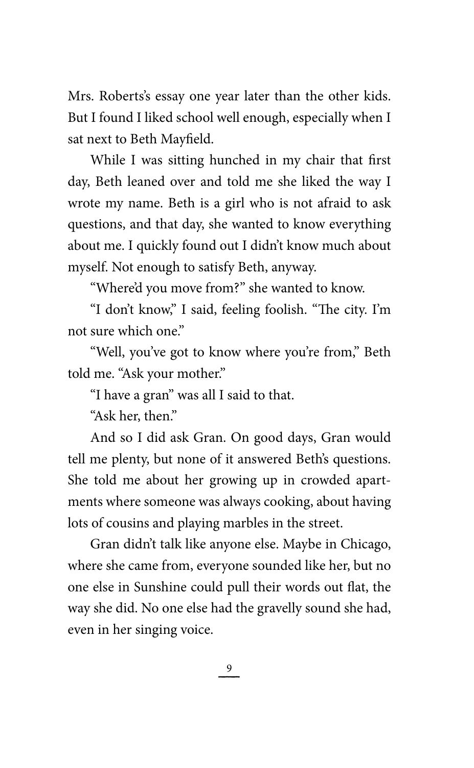Mrs. Roberts's essay one year later than the other kids. But I found I liked school well enough, especially when I sat next to Beth Mayfield.

While I was sitting hunched in my chair that first day, Beth leaned over and told me she liked the way I wrote my name. Beth is a girl who is not afraid to ask questions, and that day, she wanted to know everything about me. I quickly found out I didn't know much about myself. Not enough to satisfy Beth, anyway.

"Where'd you move from?" she wanted to know.

"I don't know," I said, feeling foolish. "The city. I'm not sure which one."

"Well, you've got to know where you're from," Beth told me. "Ask your mother."

"I have a gran" was all I said to that.

"Ask her, then."

And so I did ask Gran. On good days, Gran would tell me plenty, but none of it answered Beth's questions. She told me about her growing up in crowded apartments where someone was always cooking, about having lots of cousins and playing marbles in the street.

Gran didn't talk like anyone else. Maybe in Chicago, where she came from, everyone sounded like her, but no one else in Sunshine could pull their words out flat, the way she did. No one else had the gravelly sound she had, even in her singing voice.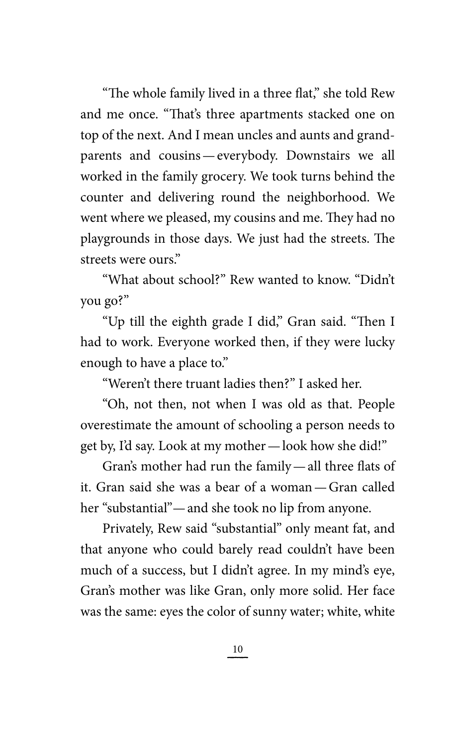"The whole family lived in a three flat," she told Rew and me once. "That's three apartments stacked one on top of the next. And I mean uncles and aunts and grandparents and cousins — everybody. Downstairs we all worked in the family grocery. We took turns behind the counter and delivering round the neighborhood. We went where we pleased, my cousins and me. They had no playgrounds in those days. We just had the streets. The streets were ours."

"What about school?" Rew wanted to know. "Didn't you go?"

"Up till the eighth grade I did," Gran said. "Then I had to work. Everyone worked then, if they were lucky enough to have a place to."

"Weren't there truant ladies then?" I asked her.

"Oh, not then, not when I was old as that. People overestimate the amount of schooling a person needs to get by, I'd say. Look at my mother — look how she did!"

Gran's mother had run the family — all three flats of it. Gran said she was a bear of a woman — Gran called her "substantial" — and she took no lip from anyone.

Privately, Rew said "substantial" only meant fat, and that anyone who could barely read couldn't have been much of a success, but I didn't agree. In my mind's eye, Gran's mother was like Gran, only more solid. Her face was the same: eyes the color of sunny water; white, white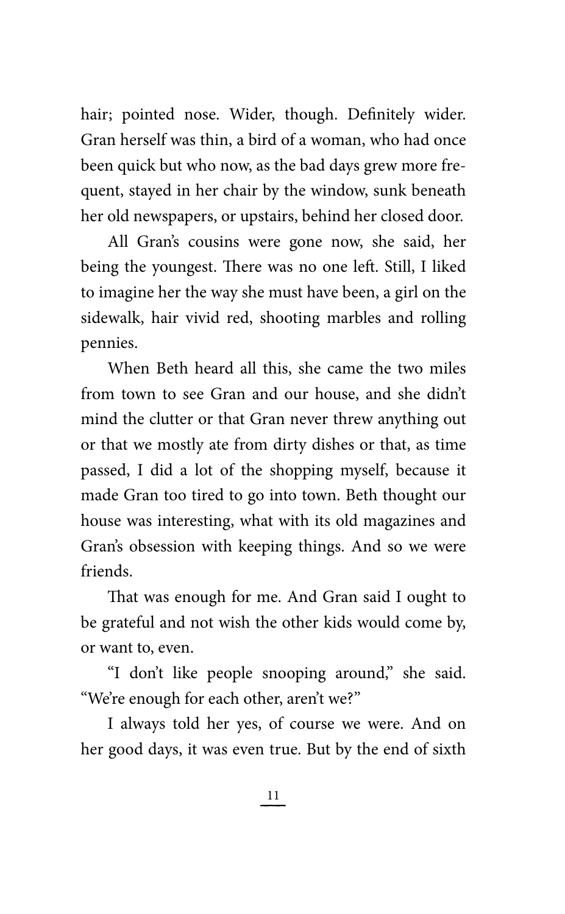hair; pointed nose. Wider, though. Definitely wider. Gran herself was thin, a bird of a woman, who had once been quick but who now, as the bad days grew more frequent, stayed in her chair by the window, sunk beneath her old newspapers, or upstairs, behind her closed door.

All Gran's cousins were gone now, she said, her being the youngest. There was no one left. Still, I liked to imagine her the way she must have been, a girl on the sidewalk, hair vivid red, shooting marbles and rolling pennies.

When Beth heard all this, she came the two miles from town to see Gran and our house, and she didn't mind the clutter or that Gran never threw anything out or that we mostly ate from dirty dishes or that, as time passed, I did a lot of the shopping myself, because it made Gran too tired to go into town. Beth thought our house was interesting, what with its old magazines and Gran's obsession with keeping things. And so we were friends.

That was enough for me. And Gran said I ought to be grateful and not wish the other kids would come by, or want to, even.

"I don't like people snooping around," she said. "We're enough for each other, aren't we?"

I always told her yes, of course we were. And on her good days, it was even true. But by the end of sixth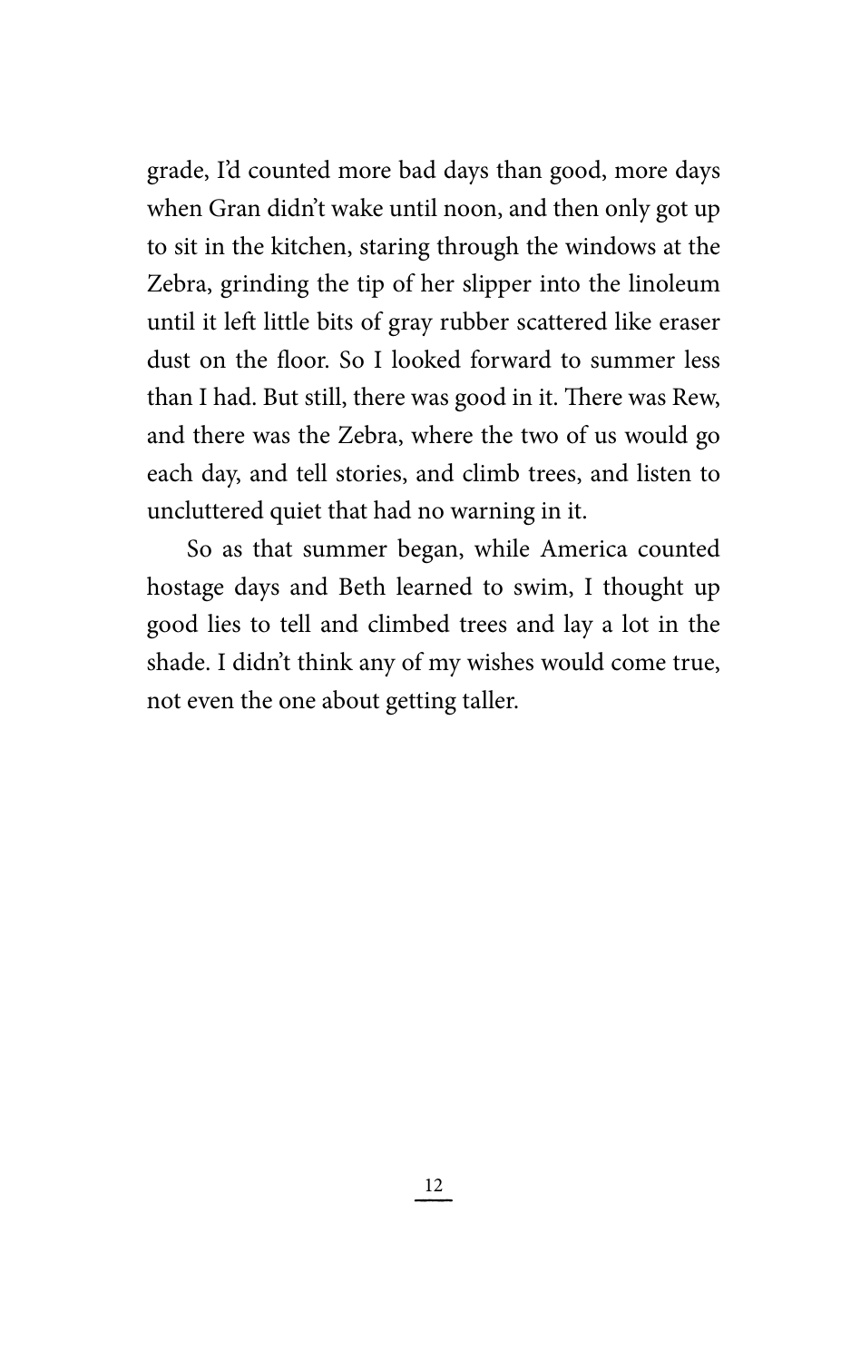grade, I'd counted more bad days than good, more days when Gran didn't wake until noon, and then only got up to sit in the kitchen, staring through the windows at the Zebra, grinding the tip of her slipper into the linoleum until it left little bits of gray rubber scattered like eraser dust on the floor. So I looked forward to summer less than I had. But still, there was good in it. There was Rew, and there was the Zebra, where the two of us would go each day, and tell stories, and climb trees, and listen to uncluttered quiet that had no warning in it.

So as that summer began, while America counted hostage days and Beth learned to swim, I thought up good lies to tell and climbed trees and lay a lot in the shade. I didn't think any of my wishes would come true, not even the one about getting taller.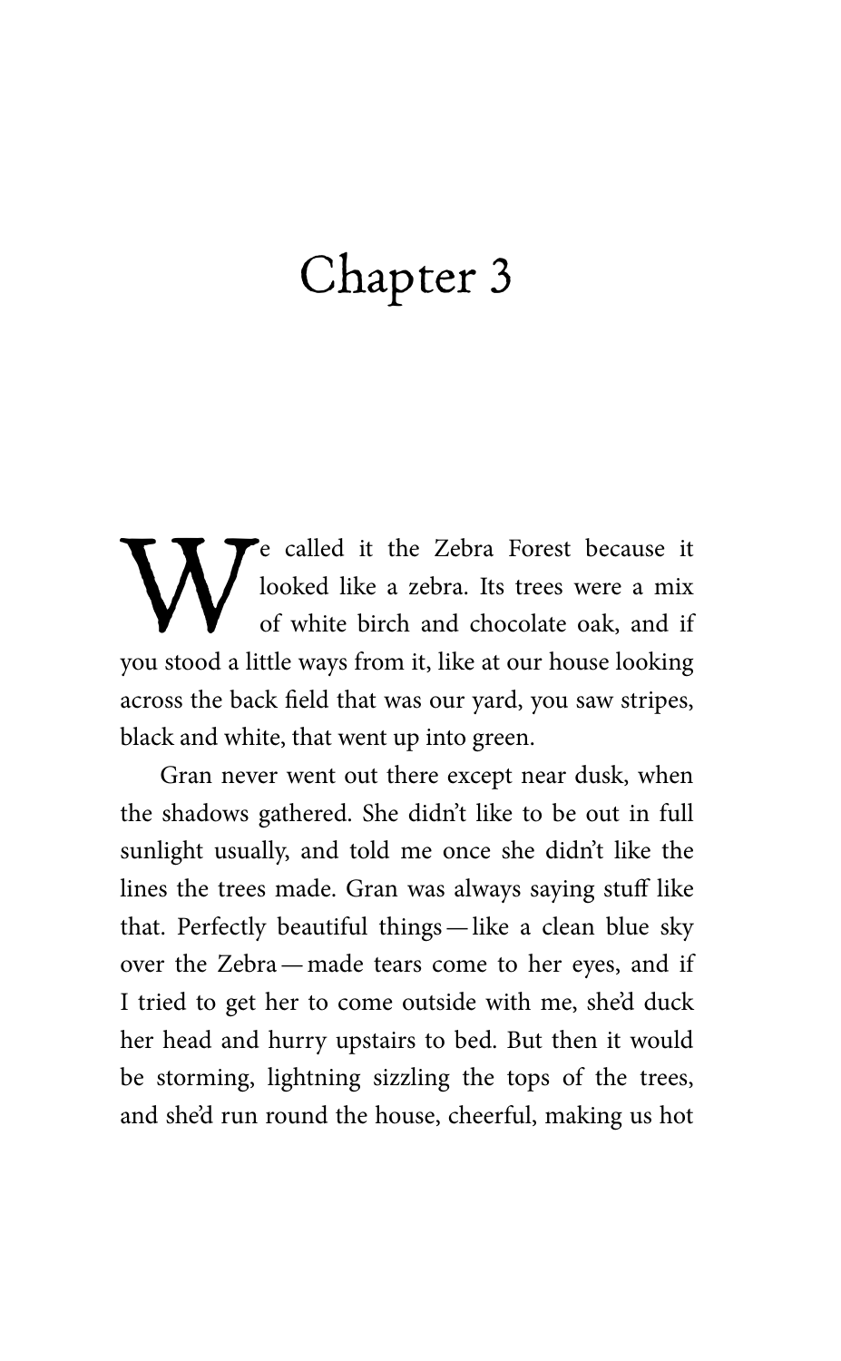# Chapter 3

We called it the Zebra Forest because it looked like a zebra. Its trees were a mix of white birch and chocolate oak, and if you stood a little ways from it, like at our house looking across the back field that was our yard, you saw stripes, black and white, that went up into green.

Gran never went out there except near dusk, when the shadows gathered. She didn't like to be out in full sunlight usually, and told me once she didn't like the lines the trees made. Gran was always saying stuff like that. Perfectly beautiful things — like a clean blue sky over the Zebra — made tears come to her eyes, and if I tried to get her to come outside with me, she'd duck her head and hurry upstairs to bed. But then it would be storming, lightning sizzling the tops of the trees, and she'd run round the house, cheerful, making us hot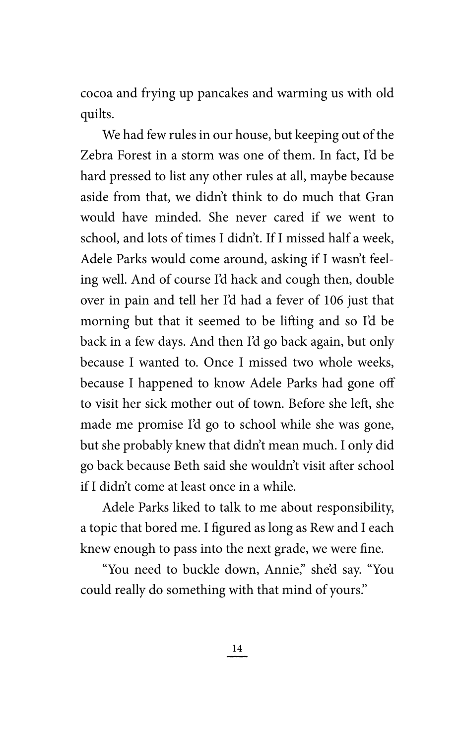cocoa and frying up pancakes and warming us with old quilts.

We had few rules in our house, but keeping out of the Zebra Forest in a storm was one of them. In fact, I'd be hard pressed to list any other rules at all, maybe because aside from that, we didn't think to do much that Gran would have minded. She never cared if we went to school, and lots of times I didn't. If I missed half a week, Adele Parks would come around, asking if I wasn't feeling well. And of course I'd hack and cough then, double over in pain and tell her I'd had a fever of 106 just that morning but that it seemed to be lifting and so I'd be back in a few days. And then I'd go back again, but only because I wanted to. Once I missed two whole weeks, because I happened to know Adele Parks had gone off to visit her sick mother out of town. Before she left, she made me promise I'd go to school while she was gone, but she probably knew that didn't mean much. I only did go back because Beth said she wouldn't visit after school if I didn't come at least once in a while.

Adele Parks liked to talk to me about responsibility, a topic that bored me. I figured as long as Rew and I each knew enough to pass into the next grade, we were fine.

"You need to buckle down, Annie," she'd say. "You could really do something with that mind of yours."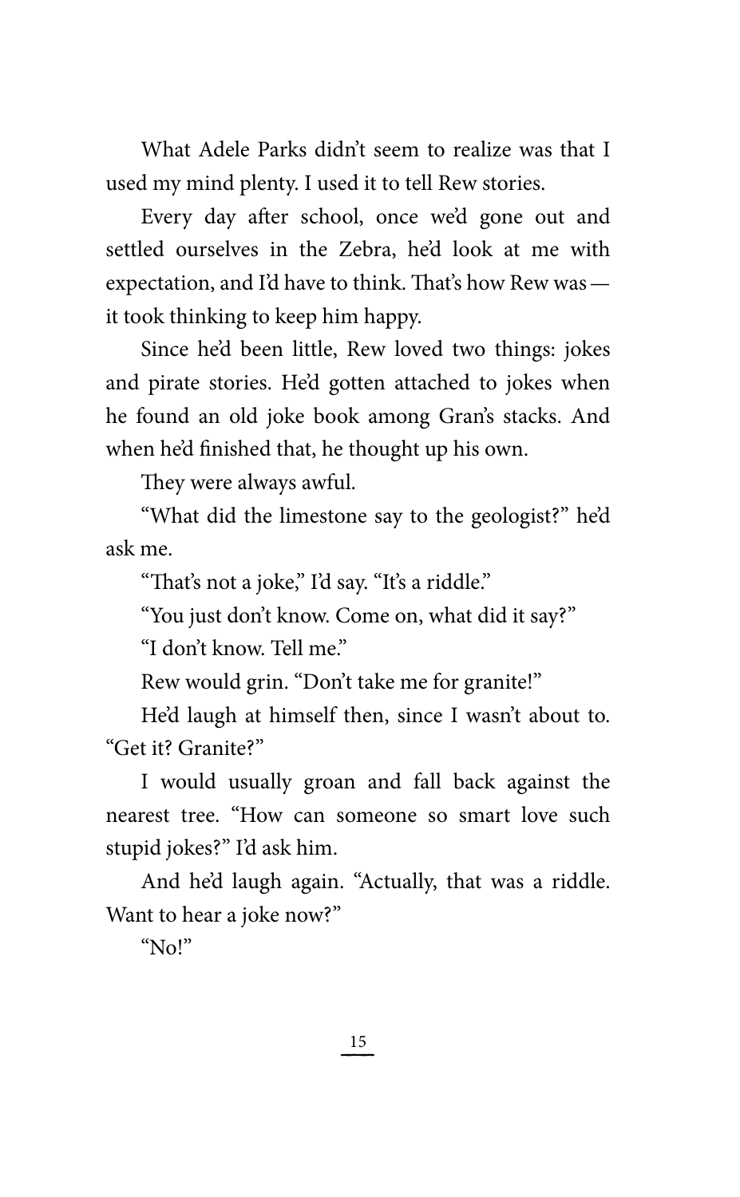What Adele Parks didn't seem to realize was that I used my mind plenty. I used it to tell Rew stories.

Every day after school, once we'd gone out and settled ourselves in the Zebra, he'd look at me with expectation, and I'd have to think. That's how Rew was — it took thinking to keep him happy.

Since he'd been little, Rew loved two things: jokes and pirate stories. He'd gotten attached to jokes when he found an old joke book among Gran's stacks. And when he'd finished that, he thought up his own.

They were always awful.

"What did the limestone say to the geologist?" he'd ask me.

"That's not a joke," I'd say. "It's a riddle."

"You just don't know. Come on, what did it say?"

"I don't know. Tell me."

Rew would grin. "Don't take me for granite!"

He'd laugh at himself then, since I wasn't about to. "Get it? Granite?"

I would usually groan and fall back against the nearest tree. "How can someone so smart love such stupid jokes?" I'd ask him.

And he'd laugh again. "Actually, that was a riddle. Want to hear a joke now?"

"No!"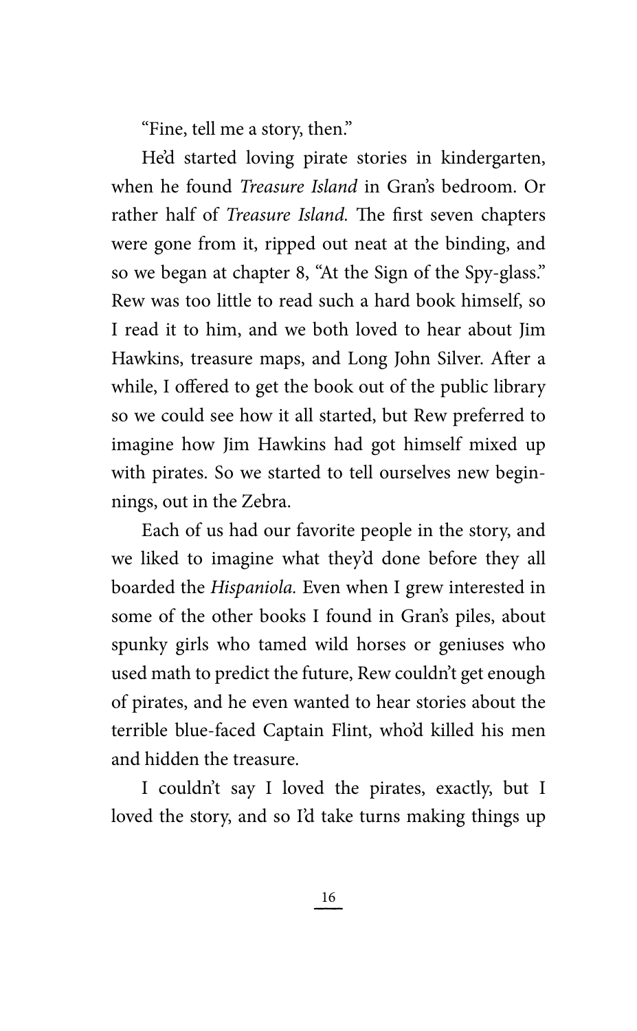"Fine, tell me a story, then."

He'd started loving pirate stories in kindergarten, when he found *Treasure Island* in Gran's bedroom. Or rather half of *Treasure Island.* The first seven chapters were gone from it, ripped out neat at the binding, and so we began at chapter 8, "At the Sign of the Spy-glass." Rew was too little to read such a hard book himself, so I read it to him, and we both loved to hear about Jim Hawkins, treasure maps, and Long John Silver. After a while, I offered to get the book out of the public library so we could see how it all started, but Rew preferred to imagine how Jim Hawkins had got himself mixed up with pirates. So we started to tell ourselves new beginnings, out in the Zebra.

Each of us had our favorite people in the story, and we liked to imagine what they'd done before they all boarded the *Hispaniola.* Even when I grew interested in some of the other books I found in Gran's piles, about spunky girls who tamed wild horses or geniuses who used math to predict the future, Rew couldn't get enough of pirates, and he even wanted to hear stories about the terrible blue-faced Captain Flint, who'd killed his men and hidden the treasure.

I couldn't say I loved the pirates, exactly, but I loved the story, and so I'd take turns making things up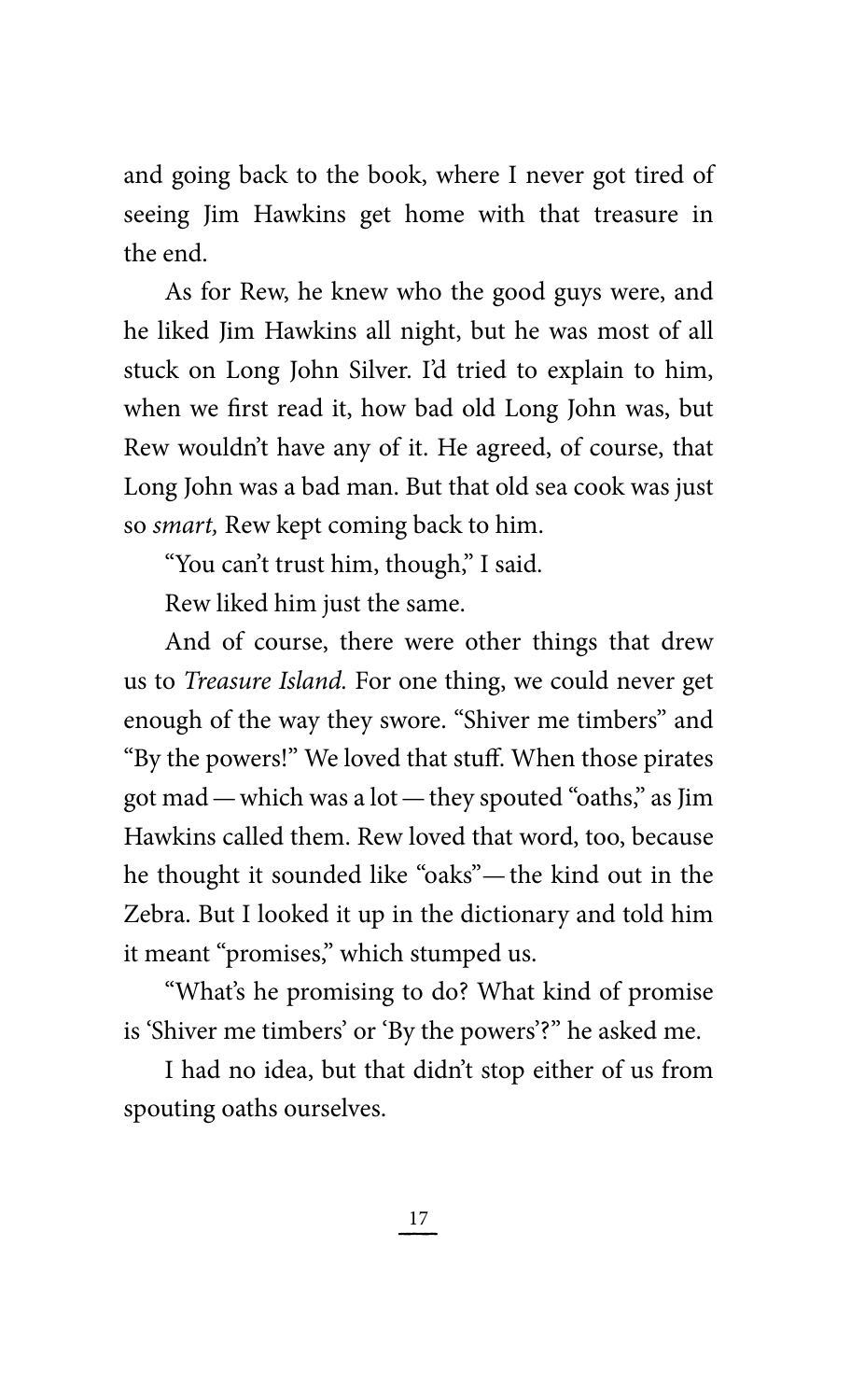and going back to the book, where I never got tired of seeing Jim Hawkins get home with that treasure in the end.

As for Rew, he knew who the good guys were, and he liked Jim Hawkins all night, but he was most of all stuck on Long John Silver. I'd tried to explain to him, when we first read it, how bad old Long John was, but Rew wouldn't have any of it. He agreed, of course, that Long John was a bad man. But that old sea cook was just so *smart,* Rew kept coming back to him.

"You can't trust him, though," I said.

Rew liked him just the same.

And of course, there were other things that drew us to *Treasure Island.* For one thing, we could never get enough of the way they swore. "Shiver me timbers" and "By the powers!" We loved that stuff. When those pirates got mad — which was a lot — they spouted "oaths," as Jim Hawkins called them. Rew loved that word, too, because he thought it sounded like "oaks" — the kind out in the Zebra. But I looked it up in the dictionary and told him it meant "promises," which stumped us.

"What's he promising to do? What kind of promise is 'Shiver me timbers' or 'By the powers'?" he asked me.

I had no idea, but that didn't stop either of us from spouting oaths ourselves.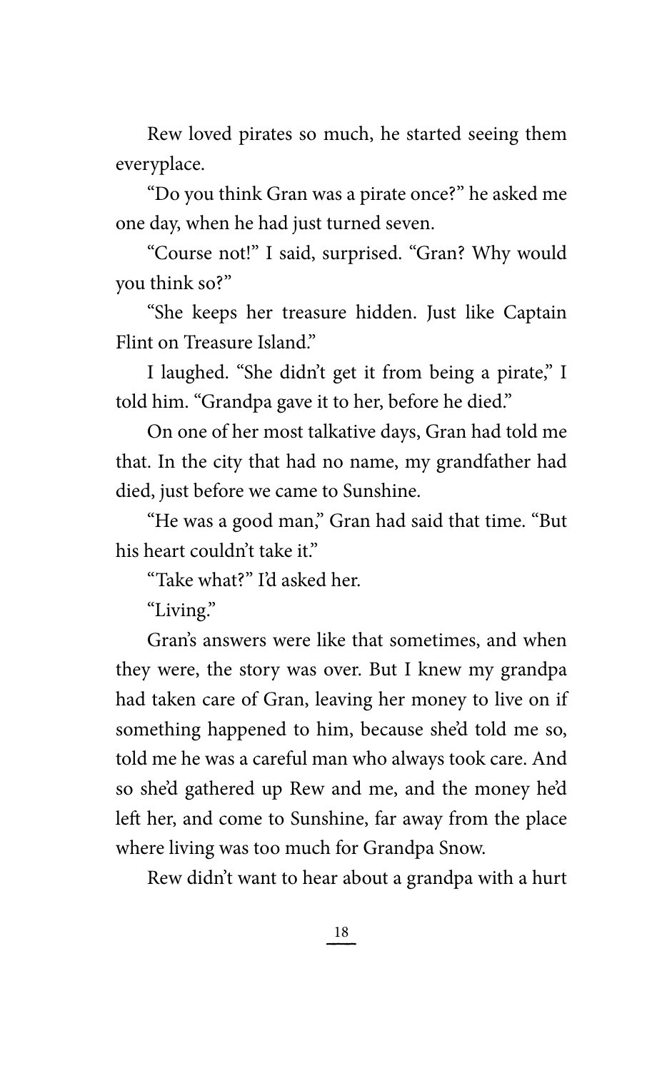Rew loved pirates so much, he started seeing them everyplace.

"Do you think Gran was a pirate once?" he asked me one day, when he had just turned seven.

"Course not!" I said, surprised. "Gran? Why would you think so?"

"She keeps her treasure hidden. Just like Captain Flint on Treasure Island."

I laughed. "She didn't get it from being a pirate," I told him. "Grandpa gave it to her, before he died."

On one of her most talkative days, Gran had told me that. In the city that had no name, my grandfather had died, just before we came to Sunshine.

"He was a good man," Gran had said that time. "But his heart couldn't take it."

"Take what?" I'd asked her.

"Living."

Gran's answers were like that sometimes, and when they were, the story was over. But I knew my grandpa had taken care of Gran, leaving her money to live on if something happened to him, because she'd told me so, told me he was a careful man who always took care. And so she'd gathered up Rew and me, and the money he'd left her, and come to Sunshine, far away from the place where living was too much for Grandpa Snow.

Rew didn't want to hear about a grandpa with a hurt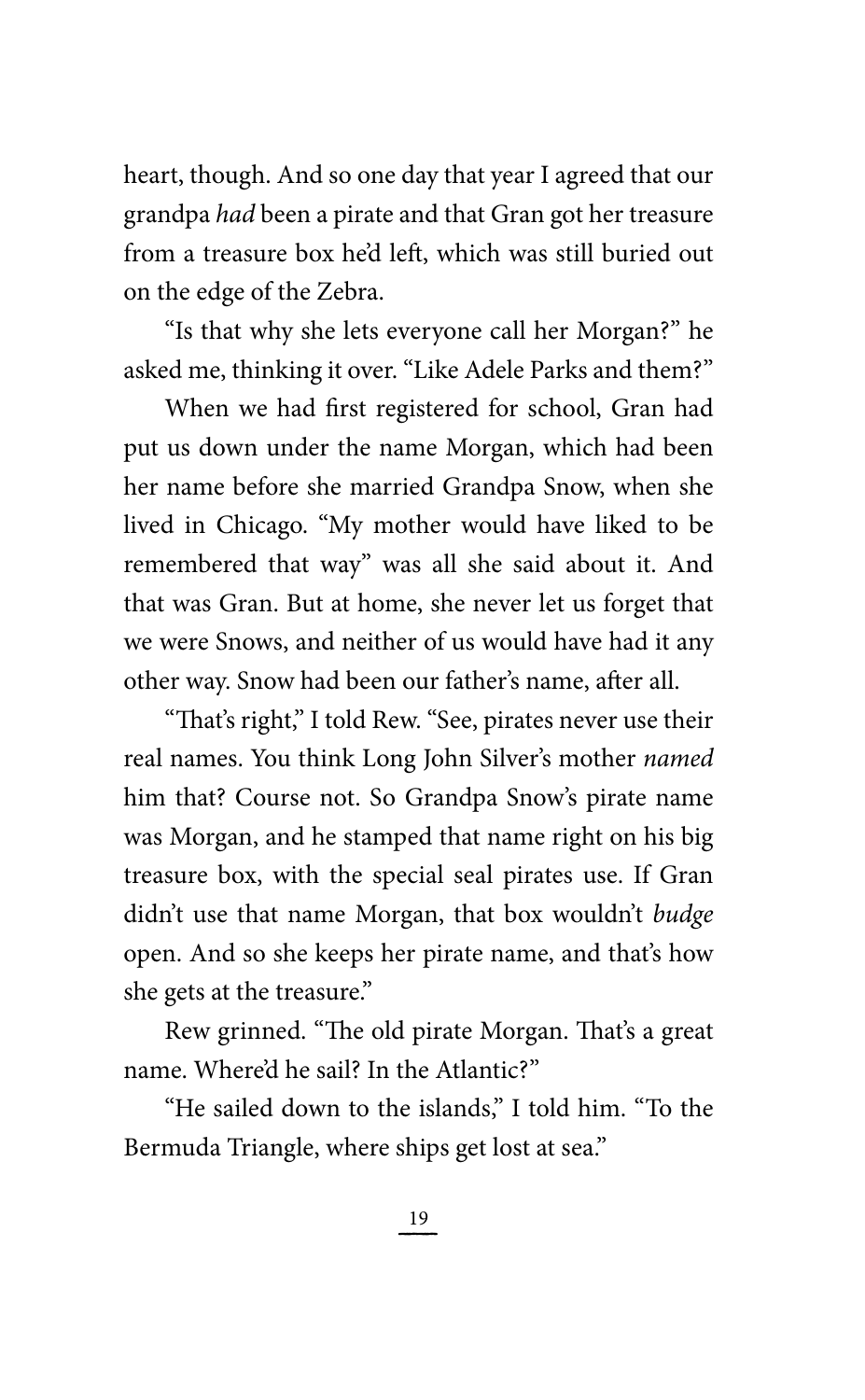heart, though. And so one day that year I agreed that our grandpa *had* been a pirate and that Gran got her treasure from a treasure box he'd left, which was still buried out on the edge of the Zebra.

"Is that why she lets everyone call her Morgan?" he asked me, thinking it over. "Like Adele Parks and them?"

When we had first registered for school, Gran had put us down under the name Morgan, which had been her name before she married Grandpa Snow, when she lived in Chicago. "My mother would have liked to be remembered that way" was all she said about it. And that was Gran. But at home, she never let us forget that we were Snows, and neither of us would have had it any other way. Snow had been our father's name, after all.

"That's right," I told Rew. "See, pirates never use their real names. You think Long John Silver's mother *named* him that? Course not. So Grandpa Snow's pirate name was Morgan, and he stamped that name right on his big treasure box, with the special seal pirates use. If Gran didn't use that name Morgan, that box wouldn't *budge* open. And so she keeps her pirate name, and that's how she gets at the treasure."

Rew grinned. "The old pirate Morgan. That's a great name. Where'd he sail? In the Atlantic?"

"He sailed down to the islands," I told him. "To the Bermuda Triangle, where ships get lost at sea."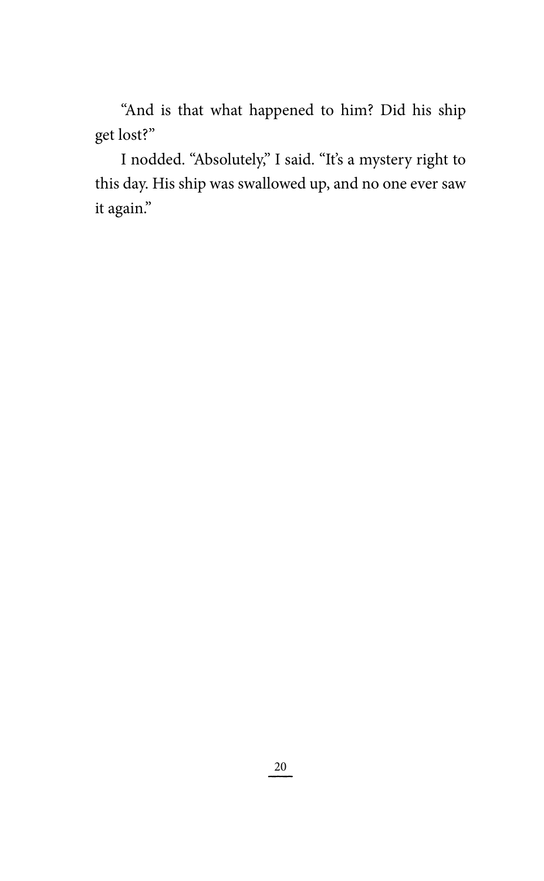"And is that what happened to him? Did his ship get lost?"

I nodded. "Absolutely," I said. "It's a mystery right to this day. His ship was swallowed up, and no one ever saw it again."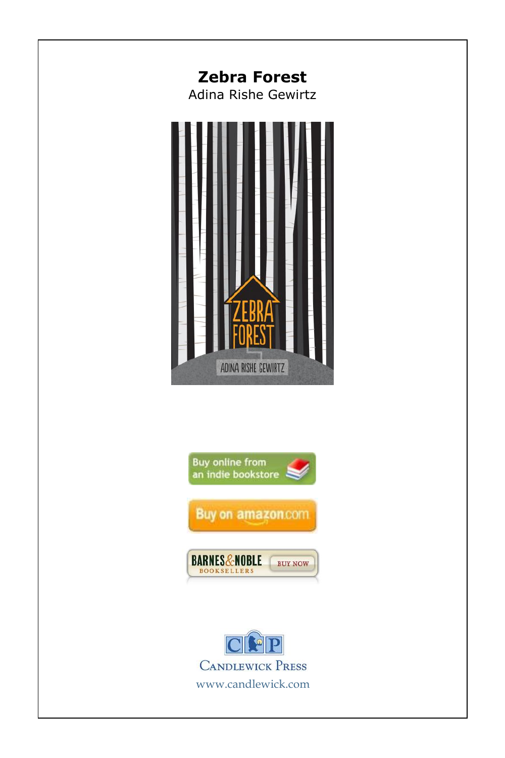**Zebra Forest**

Adina Rishe Gewirtz

Buy online from an indie bookstore

Buy on amazon.com

BARNES & NOBLE BOOKSELLERS BUY NOW

Candlewick Press

www.candlewick.com